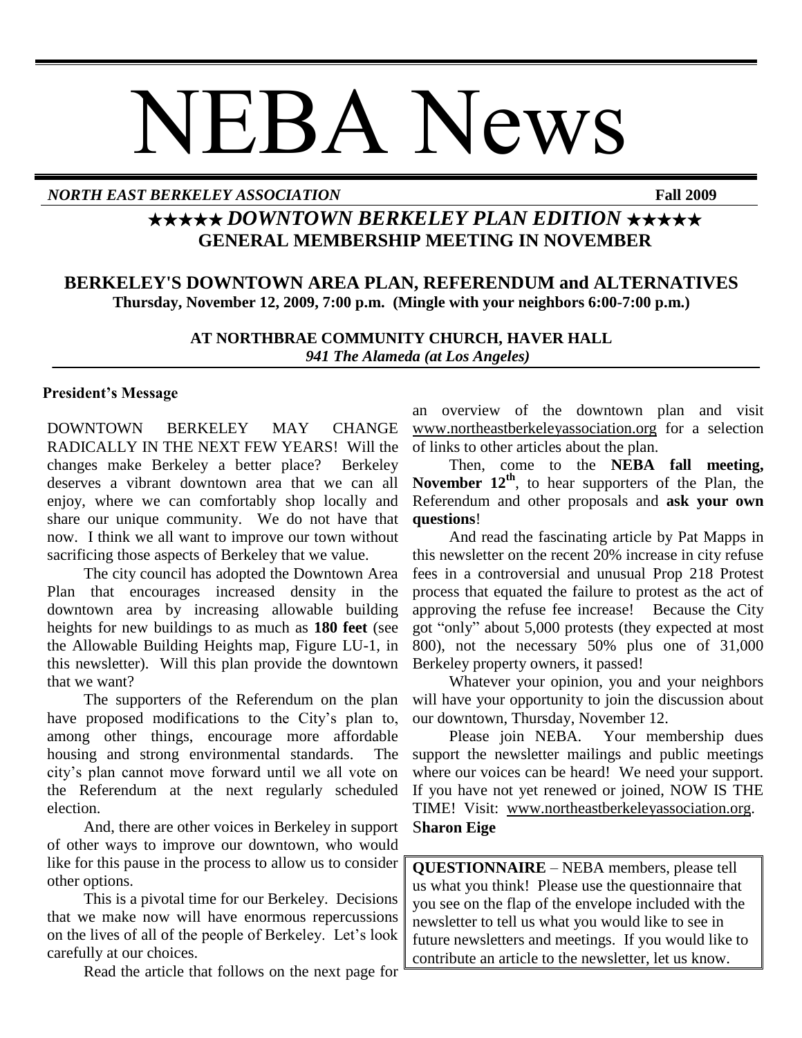# NEBA News

***NORTH EAST BERKELEY ASSOCIATION*** **Fall 2009**

## ★★★★★ *DOWNTOWN BERKELEY PLAN EDITION* ★★★★★

## GENERAL MEMBERSHIP MEETING IN NOVEMBER

## BERKELEY'S DOWNTOWN AREA PLAN, REFERENDUM and ALTERNATIVES

**Thursday, November 12, 2009, 7:00 p.m. (Mingle with your neighbors 6:00-7:00 p.m.)**

**AT NORTHBRAE COMMUNITY CHURCH, HAVER HALL**
***941 The Alameda (at Los Angeles)***

### President's Message

DOWNTOWN BERKELEY MAY CHANGE RADICALLY IN THE NEXT FEW YEARS! Will the changes make Berkeley a better place? Berkeley deserves a vibrant downtown area that we can all enjoy, where we can comfortably shop locally and share our unique community. We do not have that now. I think we all want to improve our town without sacrificing those aspects of Berkeley that we value.

The city council has adopted the Downtown Area Plan that encourages increased density in the downtown area by increasing allowable building heights for new buildings to as much as **180 feet** (see the Allowable Building Heights map, Figure LU-1, in this newsletter). Will this plan provide the downtown that we want?

The supporters of the Referendum on the plan have proposed modifications to the City's plan to, among other things, encourage more affordable housing and strong environmental standards. The city's plan cannot move forward until we all vote on the Referendum at the next regularly scheduled election.

And, there are other voices in Berkeley in support of other ways to improve our downtown, who would like for this pause in the process to allow us to consider other options.

This is a pivotal time for our Berkeley. Decisions that we make now will have enormous repercussions on the lives of all of the people of Berkeley. Let's look carefully at our choices.

Read the article that follows on the next page for an overview of the downtown plan and visit www.northeastberkeleyassociation.org for a selection of links to other articles about the plan.

Then, come to the **NEBA fall meeting, November 12[th]**, to hear supporters of the Plan, the Referendum and other proposals and **ask your own questions**!

And read the fascinating article by Pat Mapps in this newsletter on the recent 20% increase in city refuse fees in a controversial and unusual Prop 218 Protest process that equated the failure to protest as the act of approving the refuse fee increase! Because the City got "only" about 5,000 protests (they expected at most 800), not the necessary 50% plus one of 31,000 Berkeley property owners, it passed!

Whatever your opinion, you and your neighbors will have your opportunity to join the discussion about our downtown, Thursday, November 12.

Please join NEBA. Your membership dues support the newsletter mailings and public meetings where our voices can be heard! We need your support. If you have not yet renewed or joined, NOW IS THE TIME! Visit: www.northeastberkeleyassociation.org.

**Sharon Eige**

**QUESTIONNAIRE** – NEBA members, please tell us what you think! Please use the questionnaire that you see on the flap of the envelope included with the newsletter to tell us what you would like to see in future newsletters and meetings. If you would like to contribute an article to the newsletter, let us know.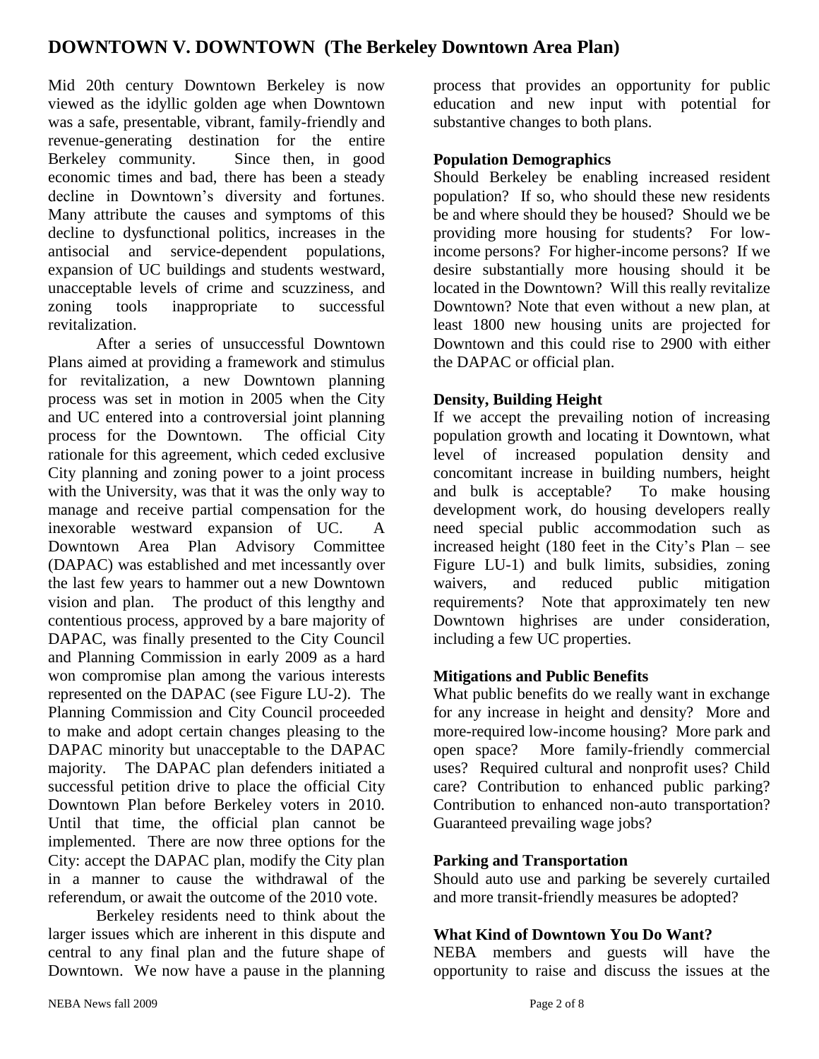# DOWNTOWN V. DOWNTOWN (The Berkeley Downtown Area Plan)

Mid 20th century Downtown Berkeley is now viewed as the idyllic golden age when Downtown was a safe, presentable, vibrant, family-friendly and revenue-generating destination for the entire Berkeley community. Since then, in good economic times and bad, there has been a steady decline in Downtown's diversity and fortunes. Many attribute the causes and symptoms of this decline to dysfunctional politics, increases in the antisocial and service-dependent populations, expansion of UC buildings and students westward, unacceptable levels of crime and scuzziness, and zoning tools inappropriate to successful revitalization.

After a series of unsuccessful Downtown Plans aimed at providing a framework and stimulus for revitalization, a new Downtown planning process was set in motion in 2005 when the City and UC entered into a controversial joint planning process for the Downtown. The official City rationale for this agreement, which ceded exclusive City planning and zoning power to a joint process with the University, was that it was the only way to manage and receive partial compensation for the inexorable westward expansion of UC. A Downtown Area Plan Advisory Committee (DAPAC) was established and met incessantly over the last few years to hammer out a new Downtown vision and plan. The product of this lengthy and contentious process, approved by a bare majority of DAPAC, was finally presented to the City Council and Planning Commission in early 2009 as a hard won compromise plan among the various interests represented on the DAPAC (see Figure LU-2). The Planning Commission and City Council proceeded to make and adopt certain changes pleasing to the DAPAC minority but unacceptable to the DAPAC majority. The DAPAC plan defenders initiated a successful petition drive to place the official City Downtown Plan before Berkeley voters in 2010. Until that time, the official plan cannot be implemented. There are now three options for the City: accept the DAPAC plan, modify the City plan in a manner to cause the withdrawal of the referendum, or await the outcome of the 2010 vote.

Berkeley residents need to think about the larger issues which are inherent in this dispute and central to any final plan and the future shape of Downtown. We now have a pause in the planning process that provides an opportunity for public education and new input with potential for substantive changes to both plans.

**Population Demographics**

Should Berkeley be enabling increased resident population? If so, who should these new residents be and where should they be housed? Should we be providing more housing for students? For low-income persons? For higher-income persons? If we desire substantially more housing should it be located in the Downtown? Will this really revitalize Downtown? Note that even without a new plan, at least 1800 new housing units are projected for Downtown and this could rise to 2900 with either the DAPAC or official plan.

**Density, Building Height**

If we accept the prevailing notion of increasing population growth and locating it Downtown, what level of increased population density and concomitant increase in building numbers, height and bulk is acceptable? To make housing development work, do housing developers really need special public accommodation such as increased height (180 feet in the City's Plan – see Figure LU-1) and bulk limits, subsidies, zoning waivers, and reduced public mitigation requirements? Note that approximately ten new Downtown highrises are under consideration, including a few UC properties.

**Mitigations and Public Benefits**

What public benefits do we really want in exchange for any increase in height and density? More and more-required low-income housing? More park and open space? More family-friendly commercial uses? Required cultural and nonprofit uses? Child care? Contribution to enhanced public parking? Contribution to enhanced non-auto transportation? Guaranteed prevailing wage jobs?

**Parking and Transportation**

Should auto use and parking be severely curtailed and more transit-friendly measures be adopted?

**What Kind of Downtown You Do Want?**

NEBA members and guests will have the opportunity to raise and discuss the issues at the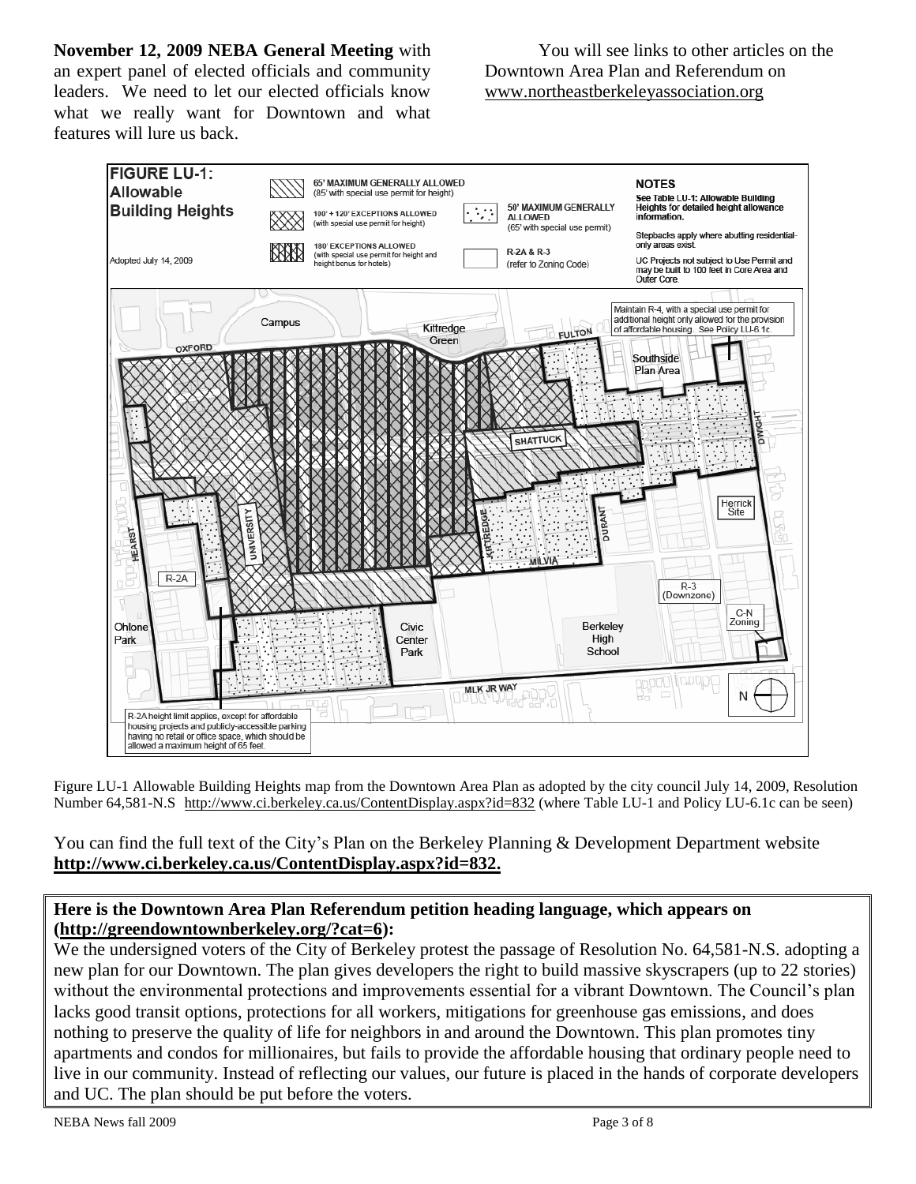**November 12, 2009 NEBA General Meeting** with an expert panel of elected officials and community leaders. We need to let our elected officials know what we really want for Downtown and what features will lure us back.

You will see links to other articles on the Downtown Area Plan and Referendum on www.northeastberkeleyassociation.org

Figure LU-1 Allowable Building Heights map from the Downtown Area Plan as adopted by the city council July 14, 2009, Resolution Number 64,581-N.S http://www.ci.berkeley.ca.us/ContentDisplay.aspx?id=832 (where Table LU-1 and Policy LU-6.1c can be seen)

You can find the full text of the City's Plan on the Berkeley Planning & Development Department website **http://www.ci.berkeley.ca.us/ContentDisplay.aspx?id=832.**

**Here is the Downtown Area Plan Referendum petition heading language, which appears on (http://greendowntownberkeley.org/?cat=6):**

We the undersigned voters of the City of Berkeley protest the passage of Resolution No. 64,581-N.S. adopting a new plan for our Downtown. The plan gives developers the right to build massive skyscrapers (up to 22 stories) without the environmental protections and improvements essential for a vibrant Downtown. The Council's plan lacks good transit options, protections for all workers, mitigations for greenhouse gas emissions, and does nothing to preserve the quality of life for neighbors in and around the Downtown. This plan promotes tiny apartments and condos for millionaires, but fails to provide the affordable housing that ordinary people need to live in our community. Instead of reflecting our values, our future is placed in the hands of corporate developers and UC. The plan should be put before the voters.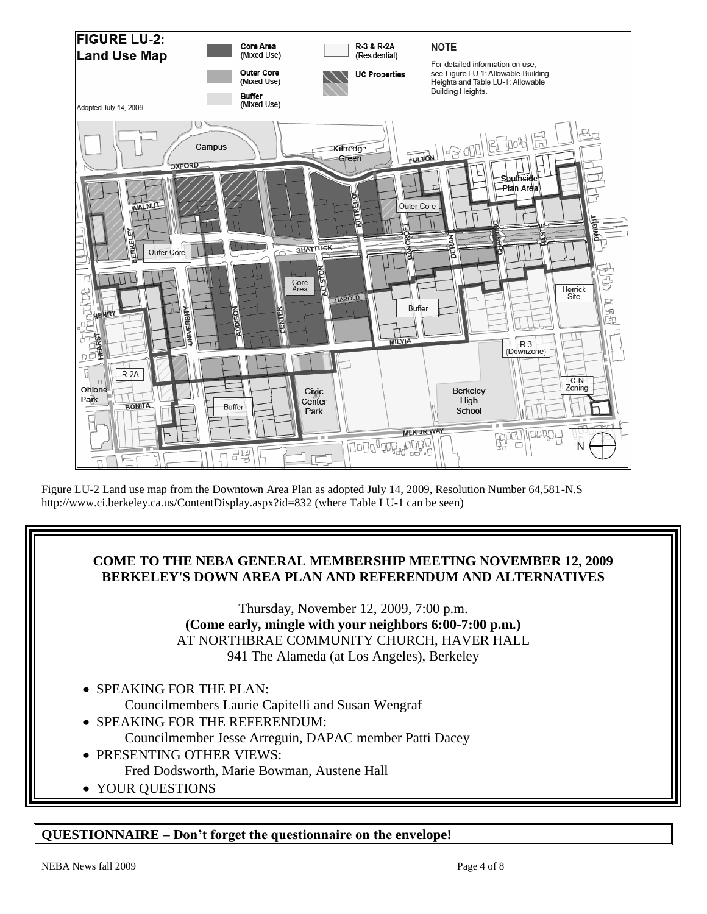**FIGURE LU-2: Land Use Map**

Adopted July 14, 2009

Core Area (Mixed Use)
Outer Core (Mixed Use)
Buffer (Mixed Use)
R-3 & R-2A (Residential)
UC Properties

NOTE
For detailed information on use, see Figure LU-1: Allowable Building Heights and Table LU-1: Allowable Building Heights.

Figure LU-2 Land use map from the Downtown Area Plan as adopted July 14, 2009, Resolution Number 64,581-N.S
http://www.ci.berkeley.ca.us/ContentDisplay.aspx?id=832 (where Table LU-1 can be seen)

## COME TO THE NEBA GENERAL MEMBERSHIP MEETING NOVEMBER 12, 2009
## BERKELEY'S DOWN AREA PLAN AND REFERENDUM AND ALTERNATIVES

Thursday, November 12, 2009, 7:00 p.m.
**(Come early, mingle with your neighbors 6:00-7:00 p.m.)**
AT NORTHBRAE COMMUNITY CHURCH, HAVER HALL
941 The Alameda (at Los Angeles), Berkeley

- SPEAKING FOR THE PLAN:
  Councilmembers Laurie Capitelli and Susan Wengraf
- SPEAKING FOR THE REFERENDUM:
  Councilmember Jesse Arreguin, DAPAC member Patti Dacey
- PRESENTING OTHER VIEWS:
  Fred Dodsworth, Marie Bowman, Austene Hall
- YOUR QUESTIONS

**QUESTIONNAIRE – Don't forget the questionnaire on the envelope!**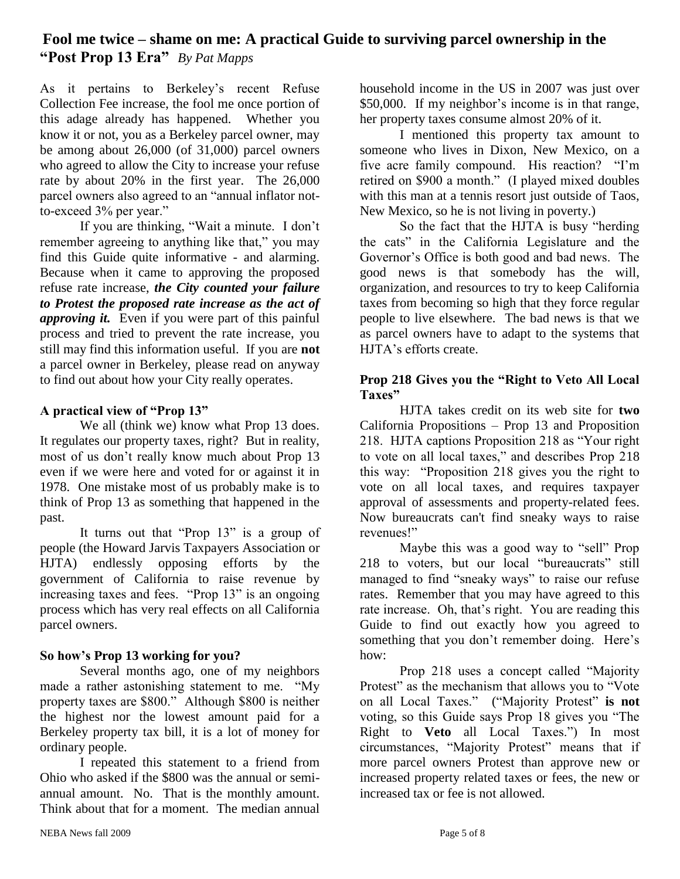# Fool me twice – shame on me: A practical Guide to surviving parcel ownership in the "Post Prop 13 Era" *By Pat Mapps*

As it pertains to Berkeley's recent Refuse Collection Fee increase, the fool me once portion of this adage already has happened. Whether you know it or not, you as a Berkeley parcel owner, may be among about 26,000 (of 31,000) parcel owners who agreed to allow the City to increase your refuse rate by about 20% in the first year. The 26,000 parcel owners also agreed to an "annual inflator not-to-exceed 3% per year."

If you are thinking, "Wait a minute. I don't remember agreeing to anything like that," you may find this Guide quite informative - and alarming. Because when it came to approving the proposed refuse rate increase, ***the City counted your failure to Protest the proposed rate increase as the act of approving it.*** Even if you were part of this painful process and tried to prevent the rate increase, you still may find this information useful. If you are **not** a parcel owner in Berkeley, please read on anyway to find out about how your City really operates.

### A practical view of "Prop 13"

We all (think we) know what Prop 13 does. It regulates our property taxes, right? But in reality, most of us don't really know much about Prop 13 even if we were here and voted for or against it in 1978. One mistake most of us probably make is to think of Prop 13 as something that happened in the past.

It turns out that "Prop 13" is a group of people (the Howard Jarvis Taxpayers Association or HJTA) endlessly opposing efforts by the government of California to raise revenue by increasing taxes and fees. "Prop 13" is an ongoing process which has very real effects on all California parcel owners.

### So how's Prop 13 working for you?

Several months ago, one of my neighbors made a rather astonishing statement to me. "My property taxes are $800." Although $800 is neither the highest nor the lowest amount paid for a Berkeley property tax bill, it is a lot of money for ordinary people.

I repeated this statement to a friend from Ohio who asked if the $800 was the annual or semi-annual amount. No. That is the monthly amount. Think about that for a moment. The median annual household income in the US in 2007 was just over $50,000. If my neighbor's income is in that range, her property taxes consume almost 20% of it.

I mentioned this property tax amount to someone who lives in Dixon, New Mexico, on a five acre family compound. His reaction? "I'm retired on $900 a month." (I played mixed doubles with this man at a tennis resort just outside of Taos, New Mexico, so he is not living in poverty.)

So the fact that the HJTA is busy "herding the cats" in the California Legislature and the Governor's Office is both good and bad news. The good news is that somebody has the will, organization, and resources to try to keep California taxes from becoming so high that they force regular people to live elsewhere. The bad news is that we as parcel owners have to adapt to the systems that HJTA's efforts create.

### Prop 218 Gives you the "Right to Veto All Local Taxes"

HJTA takes credit on its web site for **two** California Propositions – Prop 13 and Proposition 218. HJTA captions Proposition 218 as "Your right to vote on all local taxes," and describes Prop 218 this way: "Proposition 218 gives you the right to vote on all local taxes, and requires taxpayer approval of assessments and property-related fees. Now bureaucrats can't find sneaky ways to raise revenues!"

Maybe this was a good way to "sell" Prop 218 to voters, but our local "bureaucrats" still managed to find "sneaky ways" to raise our refuse rates. Remember that you may have agreed to this rate increase. Oh, that's right. You are reading this Guide to find out exactly how you agreed to something that you don't remember doing. Here's how:

Prop 218 uses a concept called "Majority Protest" as the mechanism that allows you to "Vote on all Local Taxes." ("Majority Protest" **is not** voting, so this Guide says Prop 18 gives you "The Right to **Veto** all Local Taxes.") In most circumstances, "Majority Protest" means that if more parcel owners Protest than approve new or increased property related taxes or fees, the new or increased tax or fee is not allowed.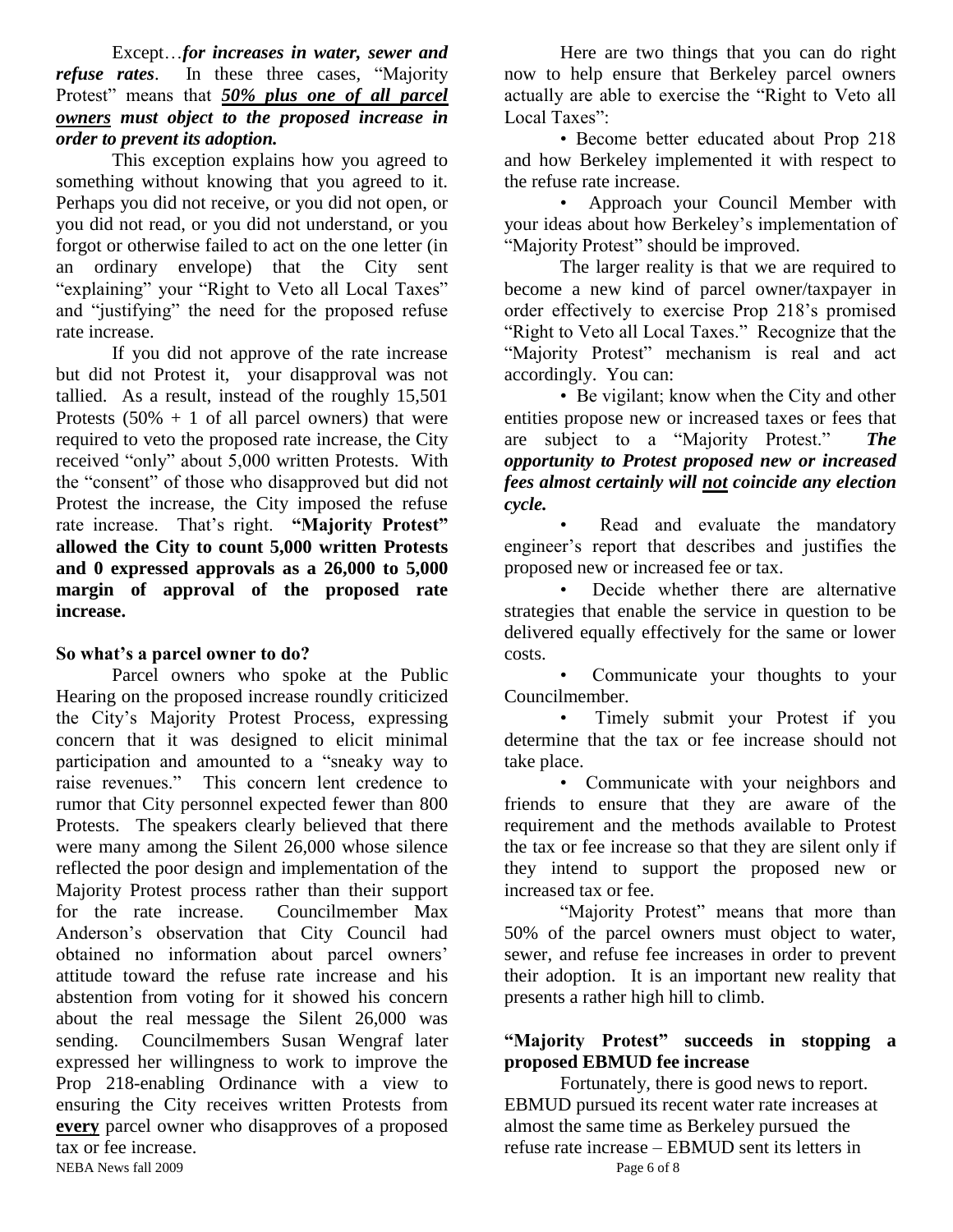Except…*for increases in water, sewer and refuse rates*. In these three cases, "Majority Protest" means that ***<u>50% plus one of all parcel owners</u> must object to the proposed increase in order to prevent its adoption.***

This exception explains how you agreed to something without knowing that you agreed to it. Perhaps you did not receive, or you did not open, or you did not read, or you did not understand, or you forgot or otherwise failed to act on the one letter (in an ordinary envelope) that the City sent "explaining" your "Right to Veto all Local Taxes" and "justifying" the need for the proposed refuse rate increase.

If you did not approve of the rate increase but did not Protest it, your disapproval was not tallied. As a result, instead of the roughly 15,501 Protests (50% + 1 of all parcel owners) that were required to veto the proposed rate increase, the City received "only" about 5,000 written Protests. With the "consent" of those who disapproved but did not Protest the increase, the City imposed the refuse rate increase. That's right. **"Majority Protest" allowed the City to count 5,000 written Protests and 0 expressed approvals as a 26,000 to 5,000 margin of approval of the proposed rate increase.**

**So what's a parcel owner to do?**

Parcel owners who spoke at the Public Hearing on the proposed increase roundly criticized the City's Majority Protest Process, expressing concern that it was designed to elicit minimal participation and amounted to a "sneaky way to raise revenues." This concern lent credence to rumor that City personnel expected fewer than 800 Protests. The speakers clearly believed that there were many among the Silent 26,000 whose silence reflected the poor design and implementation of the Majority Protest process rather than their support for the rate increase. Councilmember Max Anderson's observation that City Council had obtained no information about parcel owners' attitude toward the refuse rate increase and his abstention from voting for it showed his concern about the real message the Silent 26,000 was sending. Councilmembers Susan Wengraf later expressed her willingness to work to improve the Prop 218-enabling Ordinance with a view to ensuring the City receives written Protests from **<u>every</u>** parcel owner who disapproves of a proposed tax or fee increase.

Here are two things that you can do right now to help ensure that Berkeley parcel owners actually are able to exercise the "Right to Veto all Local Taxes":

• Become better educated about Prop 218 and how Berkeley implemented it with respect to the refuse rate increase.

• Approach your Council Member with your ideas about how Berkeley's implementation of "Majority Protest" should be improved.

The larger reality is that we are required to become a new kind of parcel owner/taxpayer in order effectively to exercise Prop 218's promised "Right to Veto all Local Taxes." Recognize that the "Majority Protest" mechanism is real and act accordingly. You can:

• Be vigilant; know when the City and other entities propose new or increased taxes or fees that are subject to a "Majority Protest." ***The opportunity to Protest proposed new or increased fees almost certainly will <u>not</u> coincide any election cycle.***

• Read and evaluate the mandatory engineer's report that describes and justifies the proposed new or increased fee or tax.

• Decide whether there are alternative strategies that enable the service in question to be delivered equally effectively for the same or lower costs.

• Communicate your thoughts to your Councilmember.

• Timely submit your Protest if you determine that the tax or fee increase should not take place.

• Communicate with your neighbors and friends to ensure that they are aware of the requirement and the methods available to Protest the tax or fee increase so that they are silent only if they intend to support the proposed new or increased tax or fee.

"Majority Protest" means that more than 50% of the parcel owners must object to water, sewer, and refuse fee increases in order to prevent their adoption. It is an important new reality that presents a rather high hill to climb.

**"Majority Protest" succeeds in stopping a proposed EBMUD fee increase**

Fortunately, there is good news to report. EBMUD pursued its recent water rate increases at almost the same time as Berkeley pursued the refuse rate increase – EBMUD sent its letters in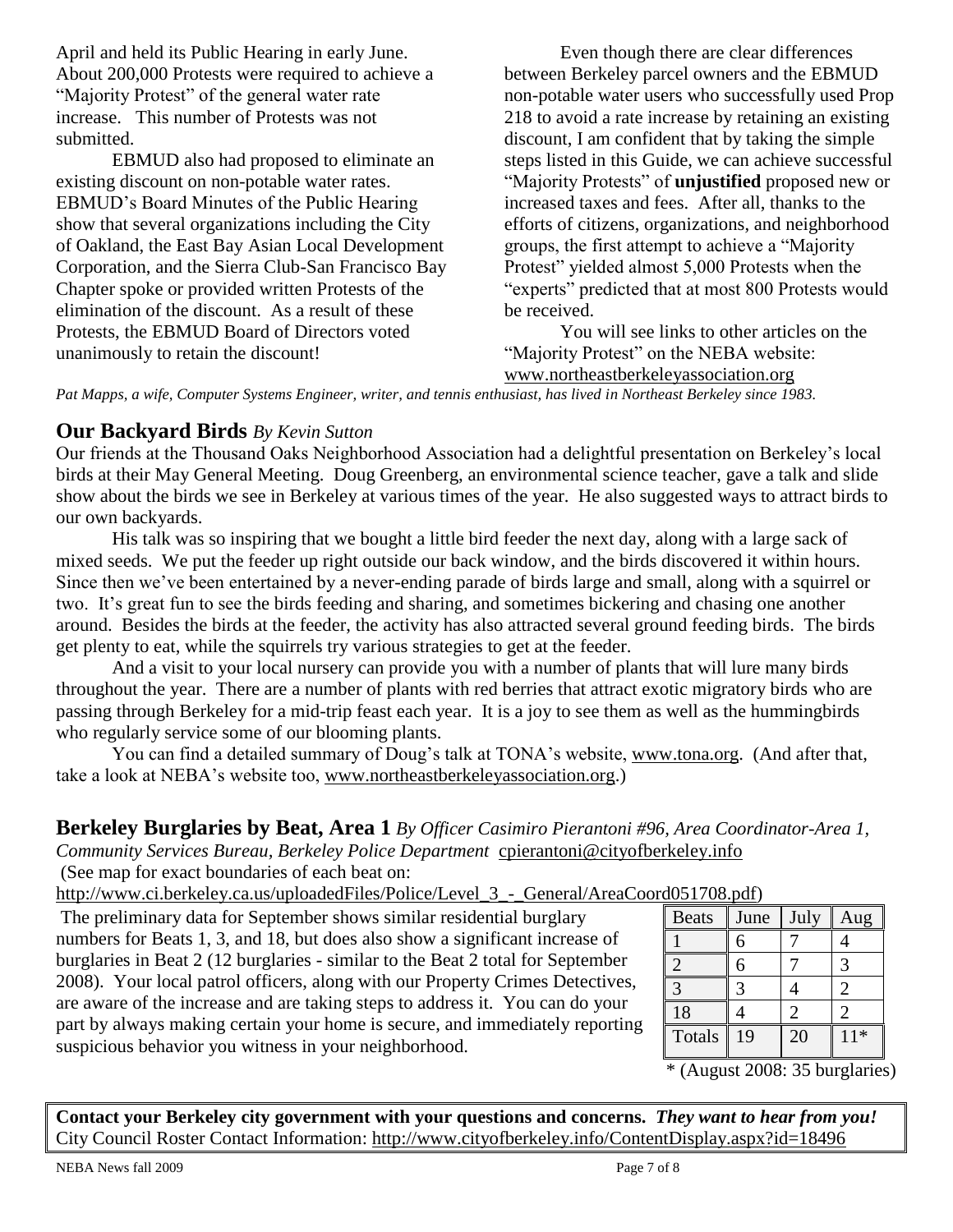April and held its Public Hearing in early June. About 200,000 Protests were required to achieve a "Majority Protest" of the general water rate increase. This number of Protests was not submitted.

EBMUD also had proposed to eliminate an existing discount on non-potable water rates. EBMUD's Board Minutes of the Public Hearing show that several organizations including the City of Oakland, the East Bay Asian Local Development Corporation, and the Sierra Club-San Francisco Bay Chapter spoke or provided written Protests of the elimination of the discount. As a result of these Protests, the EBMUD Board of Directors voted unanimously to retain the discount!

Even though there are clear differences between Berkeley parcel owners and the EBMUD non-potable water users who successfully used Prop 218 to avoid a rate increase by retaining an existing discount, I am confident that by taking the simple steps listed in this Guide, we can achieve successful "Majority Protests" of **unjustified** proposed new or increased taxes and fees. After all, thanks to the efforts of citizens, organizations, and neighborhood groups, the first attempt to achieve a "Majority Protest" yielded almost 5,000 Protests when the "experts" predicted that at most 800 Protests would be received.

You will see links to other articles on the "Majority Protest" on the NEBA website: www.northeastberkeleyassociation.org

*Pat Mapps, a wife, Computer Systems Engineer, writer, and tennis enthusiast, has lived in Northeast Berkeley since 1983.*

## Our Backyard Birds *By Kevin Sutton*

Our friends at the Thousand Oaks Neighborhood Association had a delightful presentation on Berkeley's local birds at their May General Meeting. Doug Greenberg, an environmental science teacher, gave a talk and slide show about the birds we see in Berkeley at various times of the year. He also suggested ways to attract birds to our own backyards.

His talk was so inspiring that we bought a little bird feeder the next day, along with a large sack of mixed seeds. We put the feeder up right outside our back window, and the birds discovered it within hours. Since then we've been entertained by a never-ending parade of birds large and small, along with a squirrel or two. It's great fun to see the birds feeding and sharing, and sometimes bickering and chasing one another around. Besides the birds at the feeder, the activity has also attracted several ground feeding birds. The birds get plenty to eat, while the squirrels try various strategies to get at the feeder.

And a visit to your local nursery can provide you with a number of plants that will lure many birds throughout the year. There are a number of plants with red berries that attract exotic migratory birds who are passing through Berkeley for a mid-trip feast each year. It is a joy to see them as well as the hummingbirds who regularly service some of our blooming plants.

You can find a detailed summary of Doug's talk at TONA's website, www.tona.org. (And after that, take a look at NEBA's website too, www.northeastberkeleyassociation.org.)

## Berkeley Burglaries by Beat, Area 1 *By Officer Casimiro Pierantoni #96, Area Coordinator-Area 1, Community Services Bureau, Berkeley Police Department* cpierantoni@cityofberkeley.info

(See map for exact boundaries of each beat on: http://www.ci.berkeley.ca.us/uploadedFiles/Police/Level_3_-_General/AreaCoord051708.pdf)

The preliminary data for September shows similar residential burglary numbers for Beats 1, 3, and 18, but does also show a significant increase of burglaries in Beat 2 (12 burglaries - similar to the Beat 2 total for September 2008). Your local patrol officers, along with our Property Crimes Detectives, are aware of the increase and are taking steps to address it. You can do your part by always making certain your home is secure, and immediately reporting suspicious behavior you witness in your neighborhood.

| Beats | June | July | Aug |
|---|---|---|---|
| 1 | 6 | 7 | 4 |
| 2 | 6 | 7 | 3 |
| 3 | 3 | 4 | 2 |
| 18 | 4 | 2 | 2 |
| Totals | 19 | 20 | 11* |

\* (August 2008: 35 burglaries)

**Contact your Berkeley city government with your questions and concerns.** ***They want to hear from you!***
City Council Roster Contact Information: http://www.cityofberkeley.info/ContentDisplay.aspx?id=18496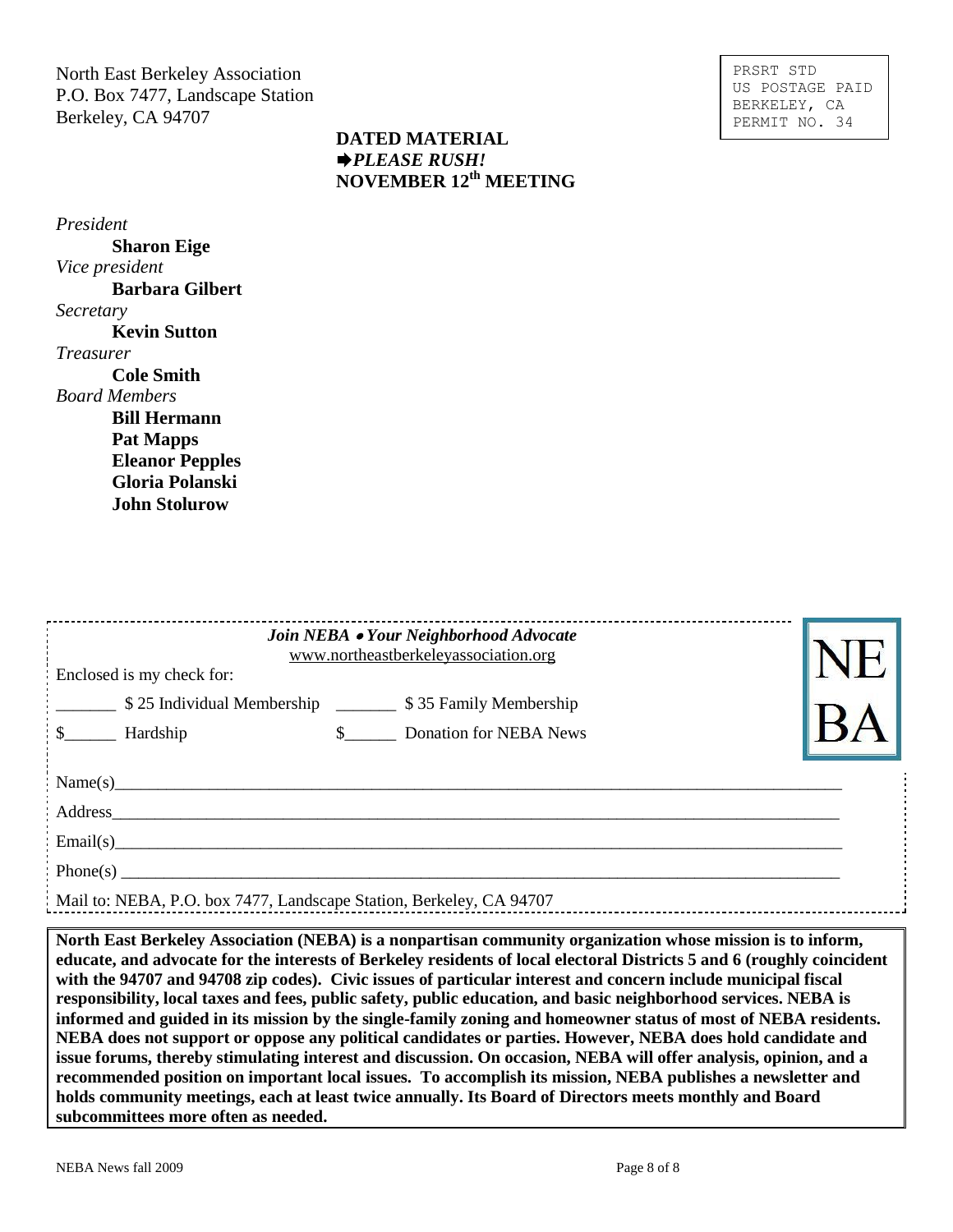North East Berkeley Association
P.O. Box 7477, Landscape Station
Berkeley, CA 94707

PRSRT STD
US POSTAGE PAID
BERKELEY, CA
PERMIT NO. 34

**DATED MATERIAL**
➡***PLEASE RUSH!***
**NOVEMBER 12th MEETING**

*President*
**Sharon Eige**
*Vice president*
**Barbara Gilbert**
*Secretary*
**Kevin Sutton**
*Treasurer*
**Cole Smith**
*Board Members*
**Bill Hermann**
**Pat Mapps**
**Eleanor Pepples**
**Gloria Polanski**
**John Stolurow**

***Join NEBA • Your Neighborhood Advocate***
www.northeastberkeleyassociation.org

NE
BA

Enclosed is my check for:

_______ $ 25 Individual Membership _______ $ 35 Family Membership

$______ Hardship $______ Donation for NEBA News

Name(s)________________________________________________________________

Address________________________________________________________________

Email(s)________________________________________________________________

Phone(s) ________________________________________________________________

Mail to: NEBA, P.O. box 7477, Landscape Station, Berkeley, CA 94707

**North East Berkeley Association (NEBA) is a nonpartisan community organization whose mission is to inform, educate, and advocate for the interests of Berkeley residents of local electoral Districts 5 and 6 (roughly coincident with the 94707 and 94708 zip codes). Civic issues of particular interest and concern include municipal fiscal responsibility, local taxes and fees, public safety, public education, and basic neighborhood services. NEBA is informed and guided in its mission by the single-family zoning and homeowner status of most of NEBA residents. NEBA does not support or oppose any political candidates or parties. However, NEBA does hold candidate and issue forums, thereby stimulating interest and discussion. On occasion, NEBA will offer analysis, opinion, and a recommended position on important local issues. To accomplish its mission, NEBA publishes a newsletter and holds community meetings, each at least twice annually. Its Board of Directors meets monthly and Board subcommittees more often as needed.**